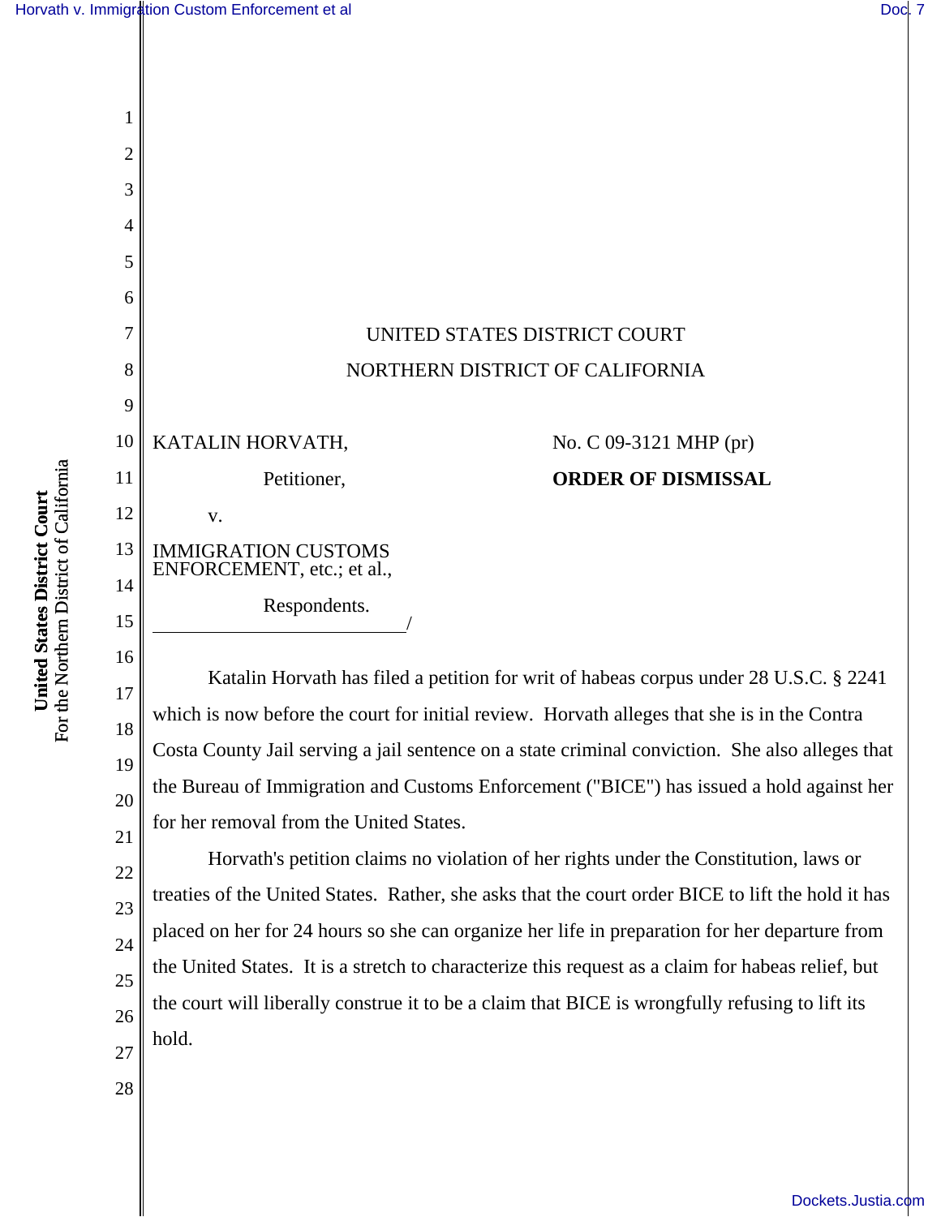UNITED STATES DISTRICT COURT

NORTHERN DISTRICT OF CALIFORNIA

KATALIN HORVATH,

Petitioner,

v.

IMMIGRATION CUSTOMS ENFORCEMENT, etc.; et al.,

Respondents.
_________________________/

No. C 09-3121 MHP (pr)

**ORDER OF DISMISSAL**

Katalin Horvath has filed a petition for writ of habeas corpus under 28 U.S.C. § 2241 which is now before the court for initial review. Horvath alleges that she is in the Contra Costa County Jail serving a jail sentence on a state criminal conviction. She also alleges that the Bureau of Immigration and Customs Enforcement ("BICE") has issued a hold against her for her removal from the United States.

Horvath's petition claims no violation of her rights under the Constitution, laws or treaties of the United States. Rather, she asks that the court order BICE to lift the hold it has placed on her for 24 hours so she can organize her life in preparation for her departure from the United States. It is a stretch to characterize this request as a claim for habeas relief, but the court will liberally construe it to be a claim that BICE is wrongfully refusing to lift its hold.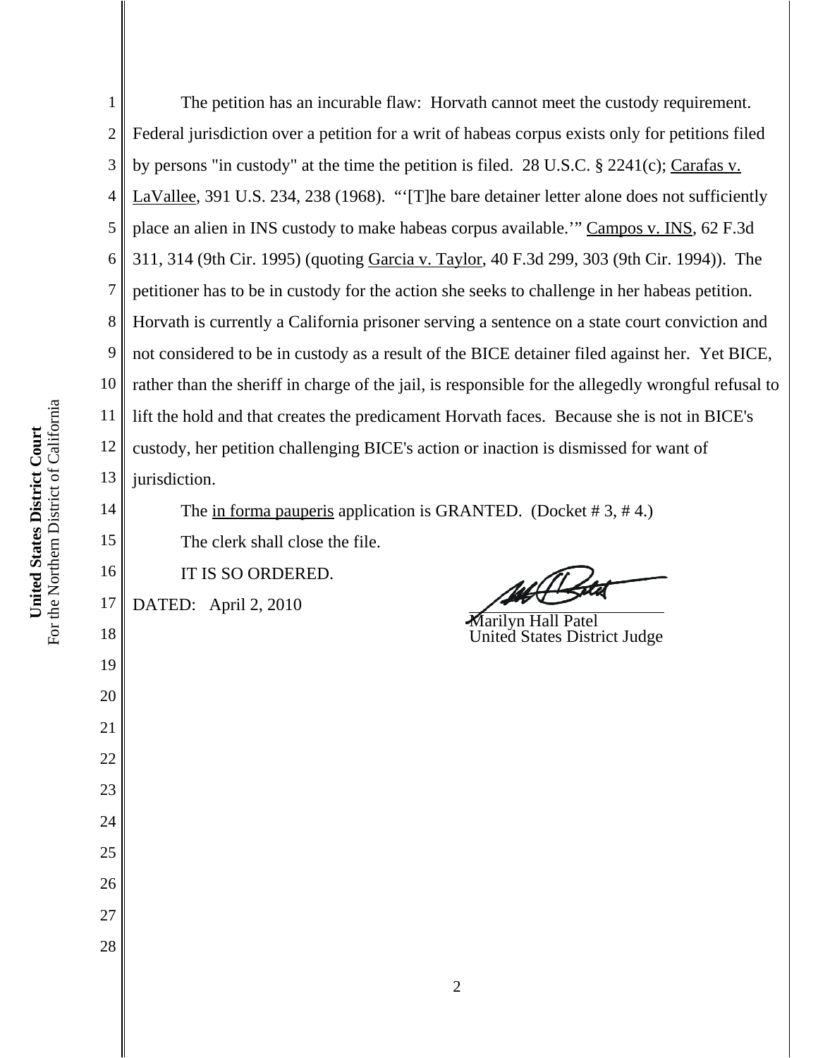The petition has an incurable flaw: Horvath cannot meet the custody requirement. Federal jurisdiction over a petition for a writ of habeas corpus exists only for petitions filed by persons "in custody" at the time the petition is filed. 28 U.S.C. § 2241(c); Carafas v. LaVallee, 391 U.S. 234, 238 (1968). "'[T]he bare detainer letter alone does not sufficiently place an alien in INS custody to make habeas corpus available.'" Campos v. INS, 62 F.3d 311, 314 (9th Cir. 1995) (quoting Garcia v. Taylor, 40 F.3d 299, 303 (9th Cir. 1994)). The petitioner has to be in custody for the action she seeks to challenge in her habeas petition. Horvath is currently a California prisoner serving a sentence on a state court conviction and not considered to be in custody as a result of the BICE detainer filed against her. Yet BICE, rather than the sheriff in charge of the jail, is responsible for the allegedly wrongful refusal to lift the hold and that creates the predicament Horvath faces. Because she is not in BICE's custody, her petition challenging BICE's action or inaction is dismissed for want of jurisdiction.

The in forma pauperis application is GRANTED. (Docket # 3, # 4.)

The clerk shall close the file.

IT IS SO ORDERED.

DATED: April 2, 2010

Marilyn Hall Patel
United States District Judge